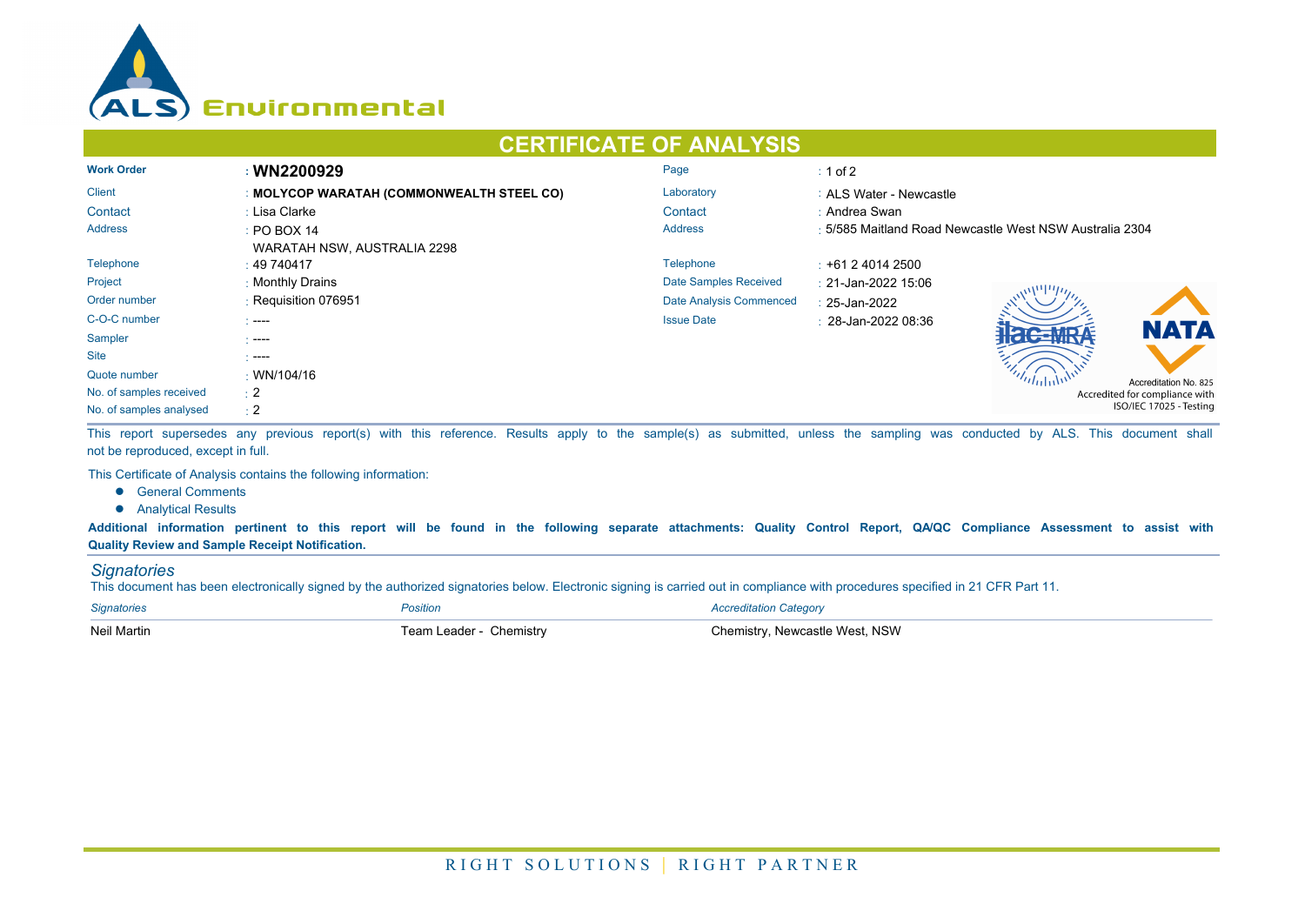ALS Environmental

# CERTIFICATE OF ANALYSIS

| | | | |
|---|---|---|---|
| **Work Order** | : **WN2200929** | Page | : 1 of 2 |
| Client | : **MOLYCOP WARATAH (COMMONWEALTH STEEL CO)** | Laboratory | : ALS Water - Newcastle |
| Contact | : Lisa Clarke | Contact | : Andrea Swan |
| Address | : PO BOX 14 WARATAH NSW, AUSTRALIA 2298 | Address | : 5/585 Maitland Road Newcastle West NSW Australia 2304 |
| Telephone | : 49 740417 | Telephone | : +61 2 4014 2500 |
| Project | : Monthly Drains | Date Samples Received | : 21-Jan-2022 15:06 |
| Order number | : Requisition 076951 | Date Analysis Commenced | : 25-Jan-2022 |
| C-O-C number | : ---- | Issue Date | : 28-Jan-2022 08:36 |
| Sampler | : ---- | | |
| Site | : ---- | | |
| Quote number | : WN/104/16 | | |
| No. of samples received | : 2 | | |
| No. of samples analysed | : 2 | | |

NATA Accreditation No. 825
Accredited for compliance with ISO/IEC 17025 - Testing

This report supersedes any previous report(s) with this reference. Results apply to the sample(s) as submitted, unless the sampling was conducted by ALS. This document shall not be reproduced, except in full.

This Certificate of Analysis contains the following information:

- General Comments
- Analytical Results

**Additional information pertinent to this report will be found in the following separate attachments: Quality Control Report, QA/QC Compliance Assessment to assist with Quality Review and Sample Receipt Notification.**

## *Signatories*

This document has been electronically signed by the authorized signatories below. Electronic signing is carried out in compliance with procedures specified in 21 CFR Part 11.

| *Signatories* | *Position* | *Accreditation Category* |
|---|---|---|
| Neil Martin | Team Leader - Chemistry | Chemistry, Newcastle West, NSW |

RIGHT SOLUTIONS | RIGHT PARTNER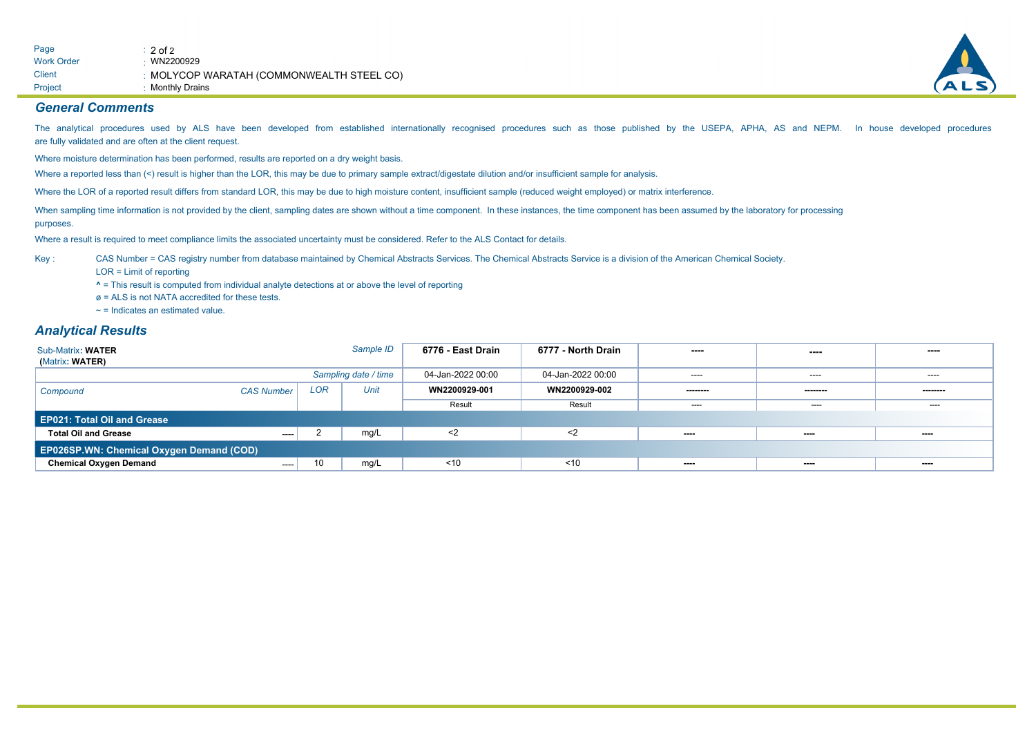Page : 2 of 2
Work Order : WN2200929
Client : MOLYCOP WARATAH (COMMONWEALTH STEEL CO)
Project : Monthly Drains

## General Comments

The analytical procedures used by ALS have been developed from established internationally recognised procedures such as those published by the USEPA, APHA, AS and NEPM. In house developed procedures are fully validated and are often at the client request.

Where moisture determination has been performed, results are reported on a dry weight basis.

Where a reported less than (<) result is higher than the LOR, this may be due to primary sample extract/digestate dilution and/or insufficient sample for analysis.

Where the LOR of a reported result differs from standard LOR, this may be due to high moisture content, insufficient sample (reduced weight employed) or matrix interference.

When sampling time information is not provided by the client, sampling dates are shown without a time component. In these instances, the time component has been assumed by the laboratory for processing purposes.

Where a result is required to meet compliance limits the associated uncertainty must be considered. Refer to the ALS Contact for details.

Key : CAS Number = CAS registry number from database maintained by Chemical Abstracts Services. The Chemical Abstracts Service is a division of the American Chemical Society.

LOR = Limit of reporting

^ = This result is computed from individual analyte detections at or above the level of reporting

ø = ALS is not NATA accredited for these tests.

~ = Indicates an estimated value.

## Analytical Results

| Sub-Matrix: **WATER** (Matrix: **WATER**) | | | Sample ID | 6776 - East Drain | 6777 - North Drain | ---- | ---- | ---- |
|---|---|---|---|---|---|---|---|---|
| | | | Sampling date / time | 04-Jan-2022 00:00 | 04-Jan-2022 00:00 | ---- | ---- | ---- |
| Compound | CAS Number | LOR | Unit | WN2200929-001 | WN2200929-002 | -------- | -------- | -------- |
| | | | | Result | Result | ---- | ---- | ---- |
| **EP021: Total Oil and Grease** | | | | | | | | |
| **Total Oil and Grease** | ---- | 2 | mg/L | <2 | <2 | ---- | ---- | ---- |
| **EP026SP.WN: Chemical Oxygen Demand (COD)** | | | | | | | | |
| **Chemical Oxygen Demand** | ---- | 10 | mg/L | <10 | <10 | ---- | ---- | ---- |